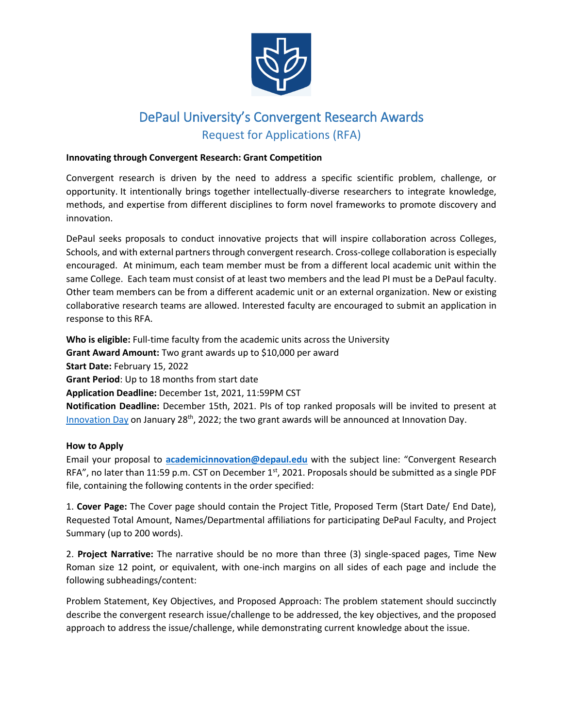# DePaul University's Convergent Research Awards

## Request for Applications (RFA)

**Innovating through Convergent Research: Grant Competition**

Convergent research is driven by the need to address a specific scientific problem, challenge, or opportunity. It intentionally brings together intellectually-diverse researchers to integrate knowledge, methods, and expertise from different disciplines to form novel frameworks to promote discovery and innovation.

DePaul seeks proposals to conduct innovative projects that will inspire collaboration across Colleges, Schools, and with external partners through convergent research. Cross-college collaboration is especially encouraged. At minimum, each team member must be from a different local academic unit within the same College. Each team must consist of at least two members and the lead PI must be a DePaul faculty. Other team members can be from a different academic unit or an external organization. New or existing collaborative research teams are allowed. Interested faculty are encouraged to submit an application in response to this RFA.

**Who is eligible:** Full-time faculty from the academic units across the University
**Grant Award Amount:** Two grant awards up to $10,000 per award
**Start Date:** February 15, 2022
**Grant Period**: Up to 18 months from start date
**Application Deadline:** December 1st, 2021, 11:59PM CST
**Notification Deadline:** December 15th, 2021. PIs of top ranked proposals will be invited to present at Innovation Day on January 28th, 2022; the two grant awards will be announced at Innovation Day.

**How to Apply**
Email your proposal to **academicinnovation@depaul.edu** with the subject line: "Convergent Research RFA", no later than 11:59 p.m. CST on December 1st, 2021. Proposals should be submitted as a single PDF file, containing the following contents in the order specified:

1. **Cover Page:** The Cover page should contain the Project Title, Proposed Term (Start Date/ End Date), Requested Total Amount, Names/Departmental affiliations for participating DePaul Faculty, and Project Summary (up to 200 words).

2. **Project Narrative:** The narrative should be no more than three (3) single-spaced pages, Time New Roman size 12 point, or equivalent, with one-inch margins on all sides of each page and include the following subheadings/content:

Problem Statement, Key Objectives, and Proposed Approach: The problem statement should succinctly describe the convergent research issue/challenge to be addressed, the key objectives, and the proposed approach to address the issue/challenge, while demonstrating current knowledge about the issue.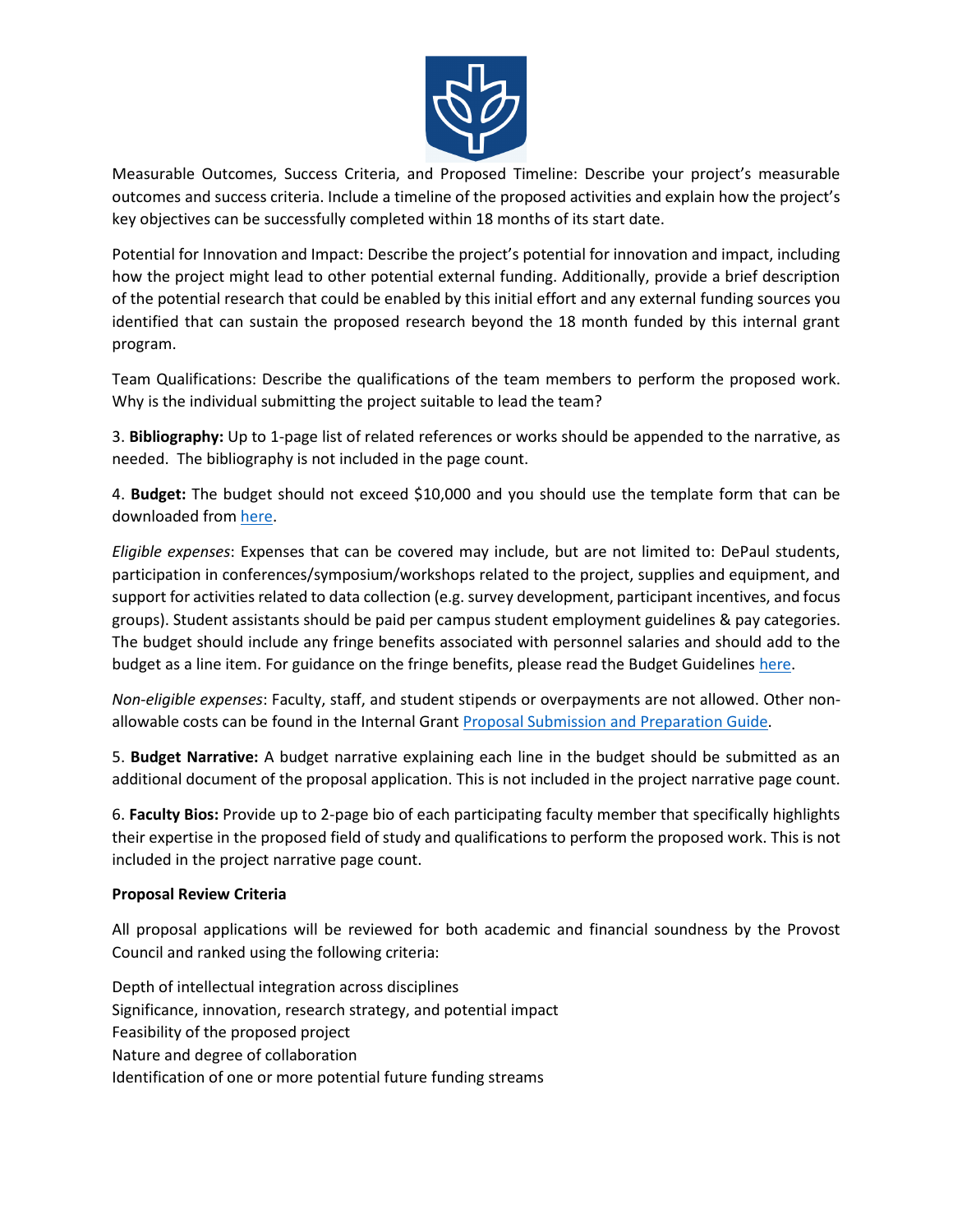Measurable Outcomes, Success Criteria, and Proposed Timeline: Describe your project's measurable outcomes and success criteria. Include a timeline of the proposed activities and explain how the project's key objectives can be successfully completed within 18 months of its start date.

Potential for Innovation and Impact: Describe the project's potential for innovation and impact, including how the project might lead to other potential external funding. Additionally, provide a brief description of the potential research that could be enabled by this initial effort and any external funding sources you identified that can sustain the proposed research beyond the 18 month funded by this internal grant program.

Team Qualifications: Describe the qualifications of the team members to perform the proposed work. Why is the individual submitting the project suitable to lead the team?

3. **Bibliography:** Up to 1-page list of related references or works should be appended to the narrative, as needed. The bibliography is not included in the page count.

4. **Budget:** The budget should not exceed $10,000 and you should use the template form that can be downloaded from here.

*Eligible expenses*: Expenses that can be covered may include, but are not limited to: DePaul students, participation in conferences/symposium/workshops related to the project, supplies and equipment, and support for activities related to data collection (e.g. survey development, participant incentives, and focus groups). Student assistants should be paid per campus student employment guidelines & pay categories. The budget should include any fringe benefits associated with personnel salaries and should add to the budget as a line item. For guidance on the fringe benefits, please read the Budget Guidelines here.

*Non-eligible expenses*: Faculty, staff, and student stipends or overpayments are not allowed. Other non-allowable costs can be found in the Internal Grant Proposal Submission and Preparation Guide.

5. **Budget Narrative:** A budget narrative explaining each line in the budget should be submitted as an additional document of the proposal application. This is not included in the project narrative page count.

6. **Faculty Bios:** Provide up to 2-page bio of each participating faculty member that specifically highlights their expertise in the proposed field of study and qualifications to perform the proposed work. This is not included in the project narrative page count.

**Proposal Review Criteria**

All proposal applications will be reviewed for both academic and financial soundness by the Provost Council and ranked using the following criteria:

Depth of intellectual integration across disciplines
Significance, innovation, research strategy, and potential impact
Feasibility of the proposed project
Nature and degree of collaboration
Identification of one or more potential future funding streams